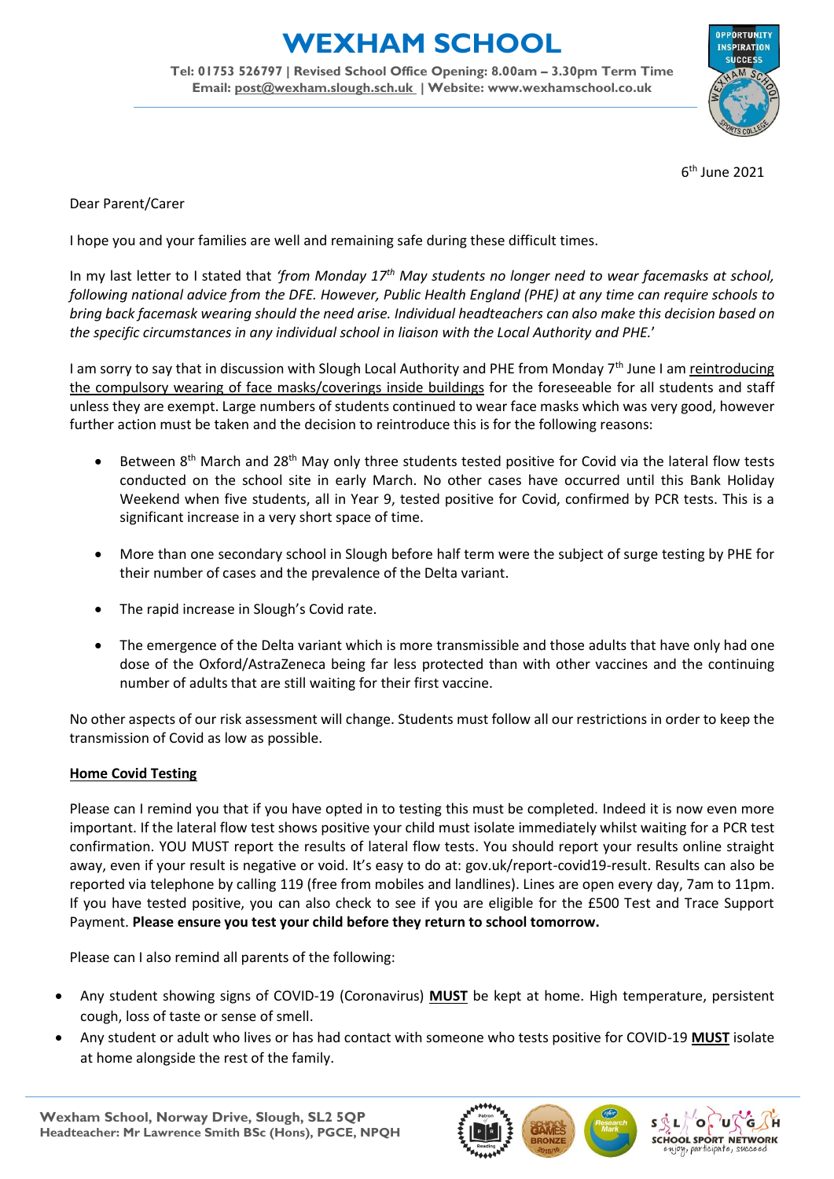# WEXHAM SCHOOL

**Tel: 01753 526797 | Revised School Office Opening: 8.00am – 3.30pm Term Time**
**Email: post@wexham.slough.sch.uk | Website: www.wexhamschool.co.uk**

6th June 2021

Dear Parent/Carer

I hope you and your families are well and remaining safe during these difficult times.

In my last letter to I stated that *'from Monday 17th May students no longer need to wear facemasks at school, following national advice from the DFE. However, Public Health England (PHE) at any time can require schools to bring back facemask wearing should the need arise. Individual headteachers can also make this decision based on the specific circumstances in any individual school in liaison with the Local Authority and PHE.*'

I am sorry to say that in discussion with Slough Local Authority and PHE from Monday 7th June I am reintroducing the compulsory wearing of face masks/coverings inside buildings for the foreseeable for all students and staff unless they are exempt. Large numbers of students continued to wear face masks which was very good, however further action must be taken and the decision to reintroduce this is for the following reasons:

- Between 8th March and 28th May only three students tested positive for Covid via the lateral flow tests conducted on the school site in early March. No other cases have occurred until this Bank Holiday Weekend when five students, all in Year 9, tested positive for Covid, confirmed by PCR tests. This is a significant increase in a very short space of time.
- More than one secondary school in Slough before half term were the subject of surge testing by PHE for their number of cases and the prevalence of the Delta variant.
- The rapid increase in Slough's Covid rate.
- The emergence of the Delta variant which is more transmissible and those adults that have only had one dose of the Oxford/AstraZeneca being far less protected than with other vaccines and the continuing number of adults that are still waiting for their first vaccine.

No other aspects of our risk assessment will change. Students must follow all our restrictions in order to keep the transmission of Covid as low as possible.

**Home Covid Testing**

Please can I remind you that if you have opted in to testing this must be completed. Indeed it is now even more important. If the lateral flow test shows positive your child must isolate immediately whilst waiting for a PCR test confirmation. YOU MUST report the results of lateral flow tests. You should report your results online straight away, even if your result is negative or void. It's easy to do at: gov.uk/report-covid19-result. Results can also be reported via telephone by calling 119 (free from mobiles and landlines). Lines are open every day, 7am to 11pm. If you have tested positive, you can also check to see if you are eligible for the £500 Test and Trace Support Payment. **Please ensure you test your child before they return to school tomorrow.**

Please can I also remind all parents of the following:

- Any student showing signs of COVID-19 (Coronavirus) **MUST** be kept at home. High temperature, persistent cough, loss of taste or sense of smell.
- Any student or adult who lives or has had contact with someone who tests positive for COVID-19 **MUST** isolate at home alongside the rest of the family.

Wexham School, Norway Drive, Slough, SL2 5QP
Headteacher: Mr Lawrence Smith BSc (Hons), PGCE, NPQH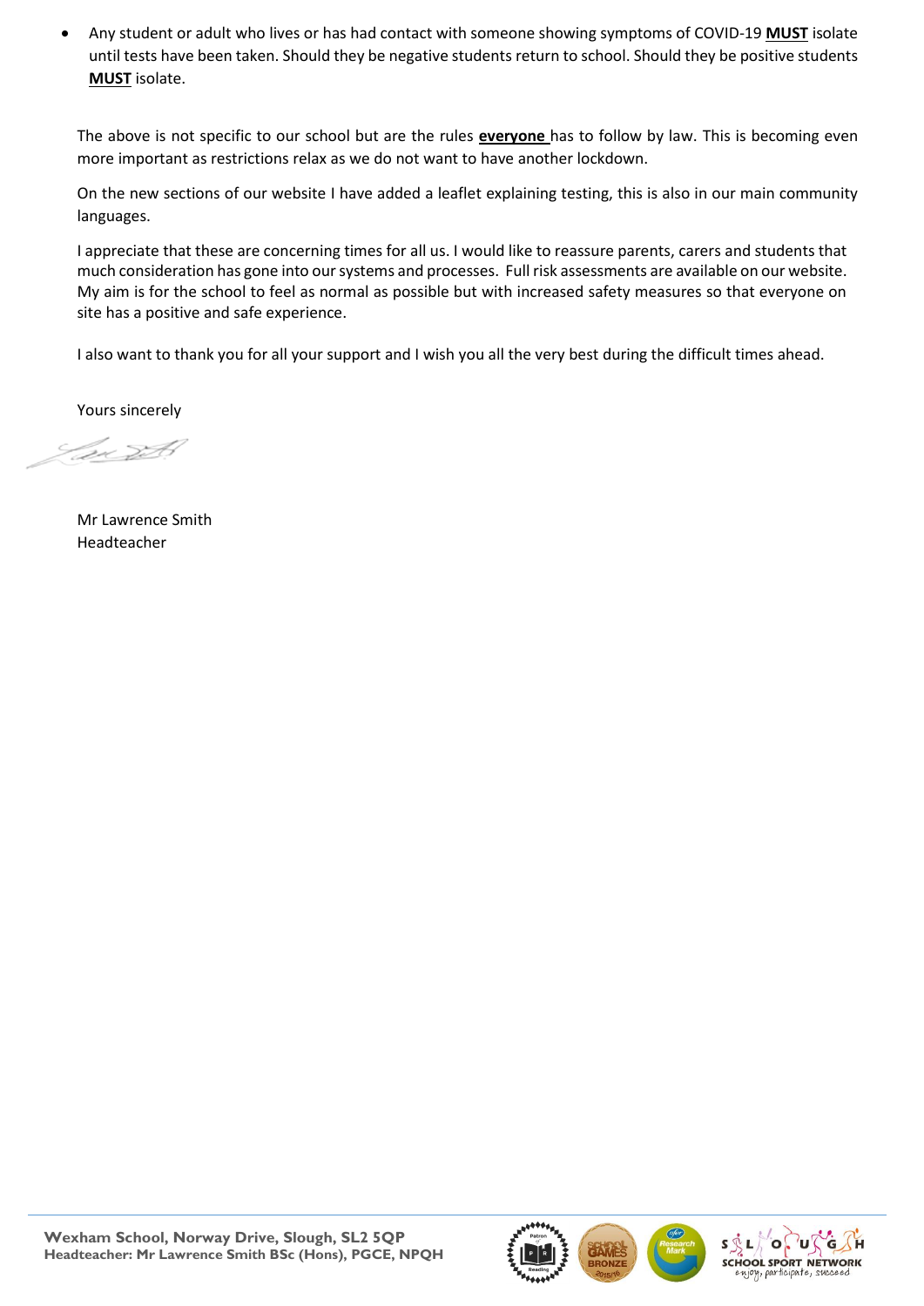- Any student or adult who lives or has had contact with someone showing symptoms of COVID-19 **MUST** isolate until tests have been taken. Should they be negative students return to school. Should they be positive students **MUST** isolate.

The above is not specific to our school but are the rules **everyone** has to follow by law. This is becoming even more important as restrictions relax as we do not want to have another lockdown.

On the new sections of our website I have added a leaflet explaining testing, this is also in our main community languages.

I appreciate that these are concerning times for all us. I would like to reassure parents, carers and students that much consideration has gone into our systems and processes. Full risk assessments are available on our website. My aim is for the school to feel as normal as possible but with increased safety measures so that everyone on site has a positive and safe experience.

I also want to thank you for all your support and I wish you all the very best during the difficult times ahead.

Yours sincerely

Mr Lawrence Smith
Headteacher

**Wexham School, Norway Drive, Slough, SL2 5QP**
**Headteacher: Mr Lawrence Smith BSc (Hons), PGCE, NPQH**